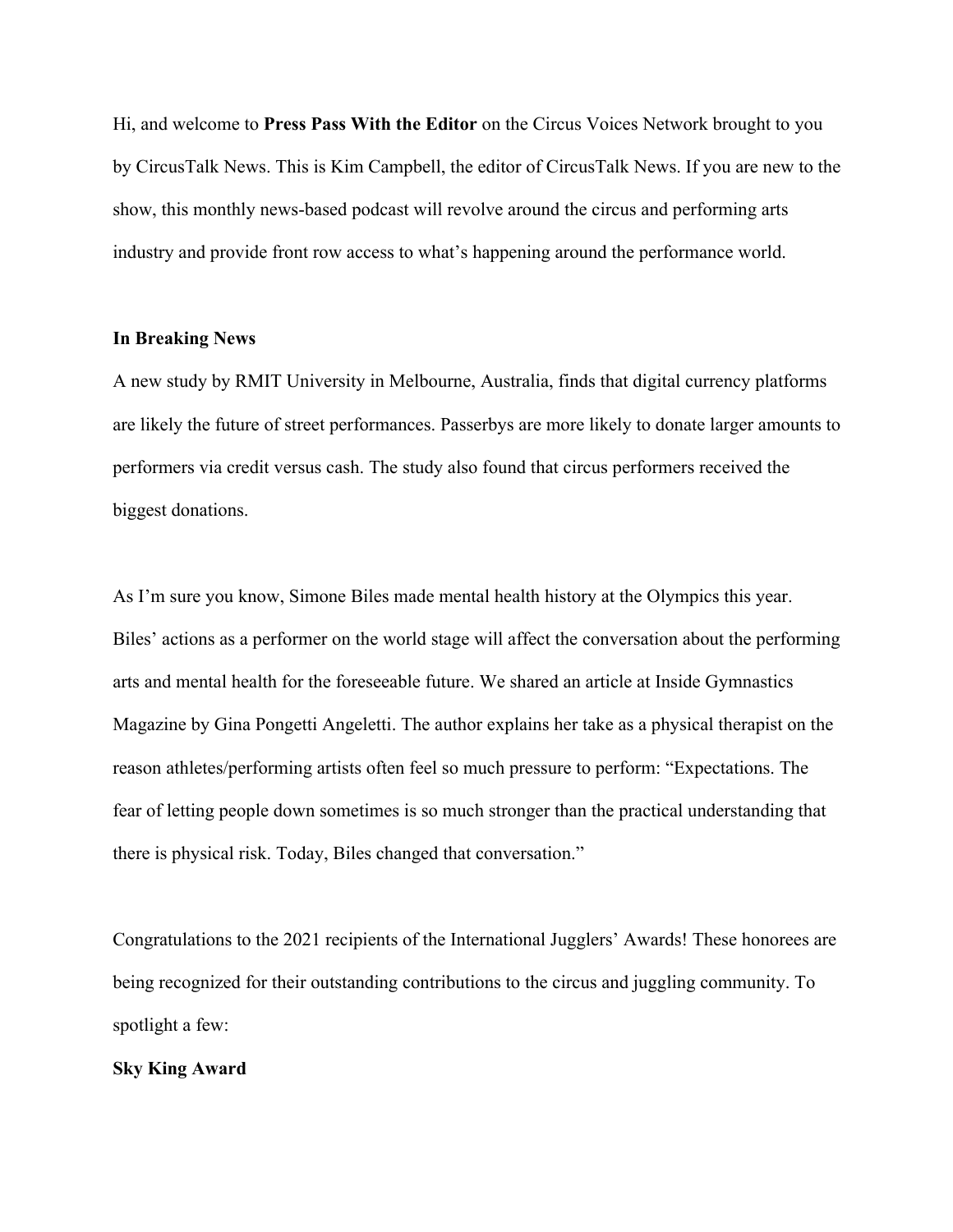Hi, and welcome to **Press Pass With the Editor** on the Circus Voices Network brought to you by CircusTalk News. This is Kim Campbell, the editor of CircusTalk News. If you are new to the show, this monthly news-based podcast will revolve around the circus and performing arts industry and provide front row access to what's happening around the performance world.

**In Breaking News**

A new study by RMIT University in Melbourne, Australia, finds that digital currency platforms are likely the future of street performances. Passerbys are more likely to donate larger amounts to performers via credit versus cash. The study also found that circus performers received the biggest donations.

As I'm sure you know, Simone Biles made mental health history at the Olympics this year. Biles' actions as a performer on the world stage will affect the conversation about the performing arts and mental health for the foreseeable future. We shared an article at Inside Gymnastics Magazine by Gina Pongetti Angeletti. The author explains her take as a physical therapist on the reason athletes/performing artists often feel so much pressure to perform: "Expectations. The fear of letting people down sometimes is so much stronger than the practical understanding that there is physical risk. Today, Biles changed that conversation."

Congratulations to the 2021 recipients of the International Jugglers' Awards! These honorees are being recognized for their outstanding contributions to the circus and juggling community. To spotlight a few:

**Sky King Award**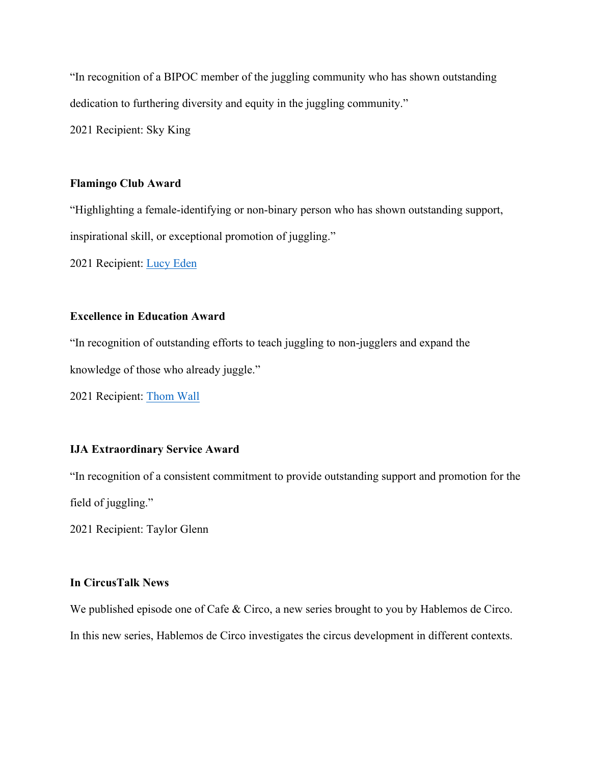"In recognition of a BIPOC member of the juggling community who has shown outstanding dedication to furthering diversity and equity in the juggling community."

2021 Recipient: Sky King

**Flamingo Club Award**

"Highlighting a female-identifying or non-binary person who has shown outstanding support, inspirational skill, or exceptional promotion of juggling."

2021 Recipient: Lucy Eden

**Excellence in Education Award**

"In recognition of outstanding efforts to teach juggling to non-jugglers and expand the knowledge of those who already juggle."

2021 Recipient: Thom Wall

**IJA Extraordinary Service Award**

"In recognition of a consistent commitment to provide outstanding support and promotion for the field of juggling."

2021 Recipient: Taylor Glenn

**In CircusTalk News**

We published episode one of Cafe & Circo, a new series brought to you by Hablemos de Circo. In this new series, Hablemos de Circo investigates the circus development in different contexts.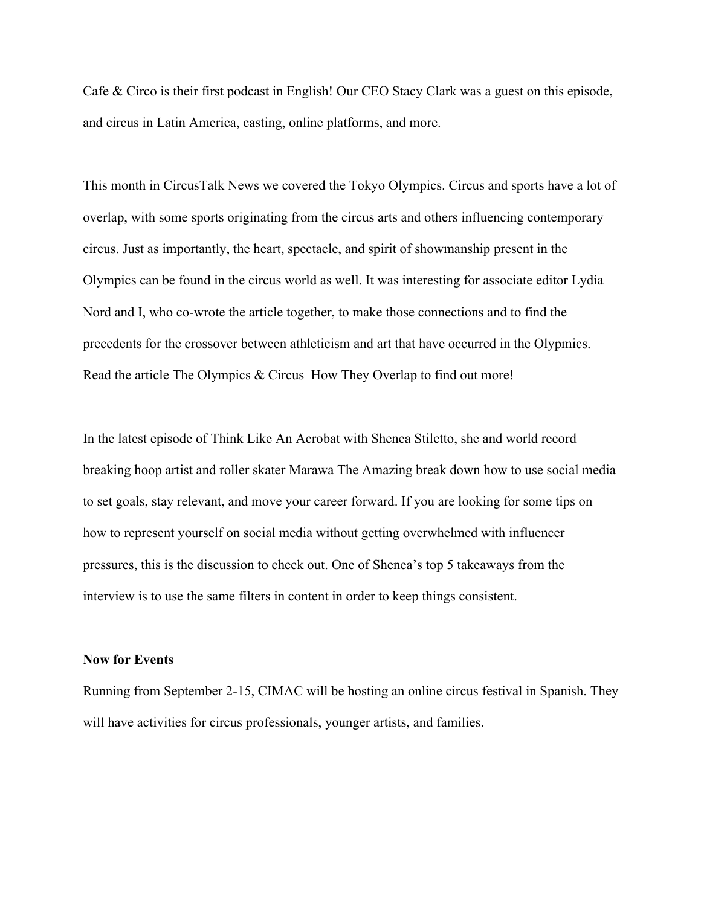Cafe & Circo is their first podcast in English! Our CEO Stacy Clark was a guest on this episode, and circus in Latin America, casting, online platforms, and more.

This month in CircusTalk News we covered the Tokyo Olympics. Circus and sports have a lot of overlap, with some sports originating from the circus arts and others influencing contemporary circus. Just as importantly, the heart, spectacle, and spirit of showmanship present in the Olympics can be found in the circus world as well. It was interesting for associate editor Lydia Nord and I, who co-wrote the article together, to make those connections and to find the precedents for the crossover between athleticism and art that have occurred in the Olypmics. Read the article The Olympics & Circus–How They Overlap to find out more!

In the latest episode of Think Like An Acrobat with Shenea Stiletto, she and world record breaking hoop artist and roller skater Marawa The Amazing break down how to use social media to set goals, stay relevant, and move your career forward. If you are looking for some tips on how to represent yourself on social media without getting overwhelmed with influencer pressures, this is the discussion to check out. One of Shenea's top 5 takeaways from the interview is to use the same filters in content in order to keep things consistent.

**Now for Events**

Running from September 2-15, CIMAC will be hosting an online circus festival in Spanish. They will have activities for circus professionals, younger artists, and families.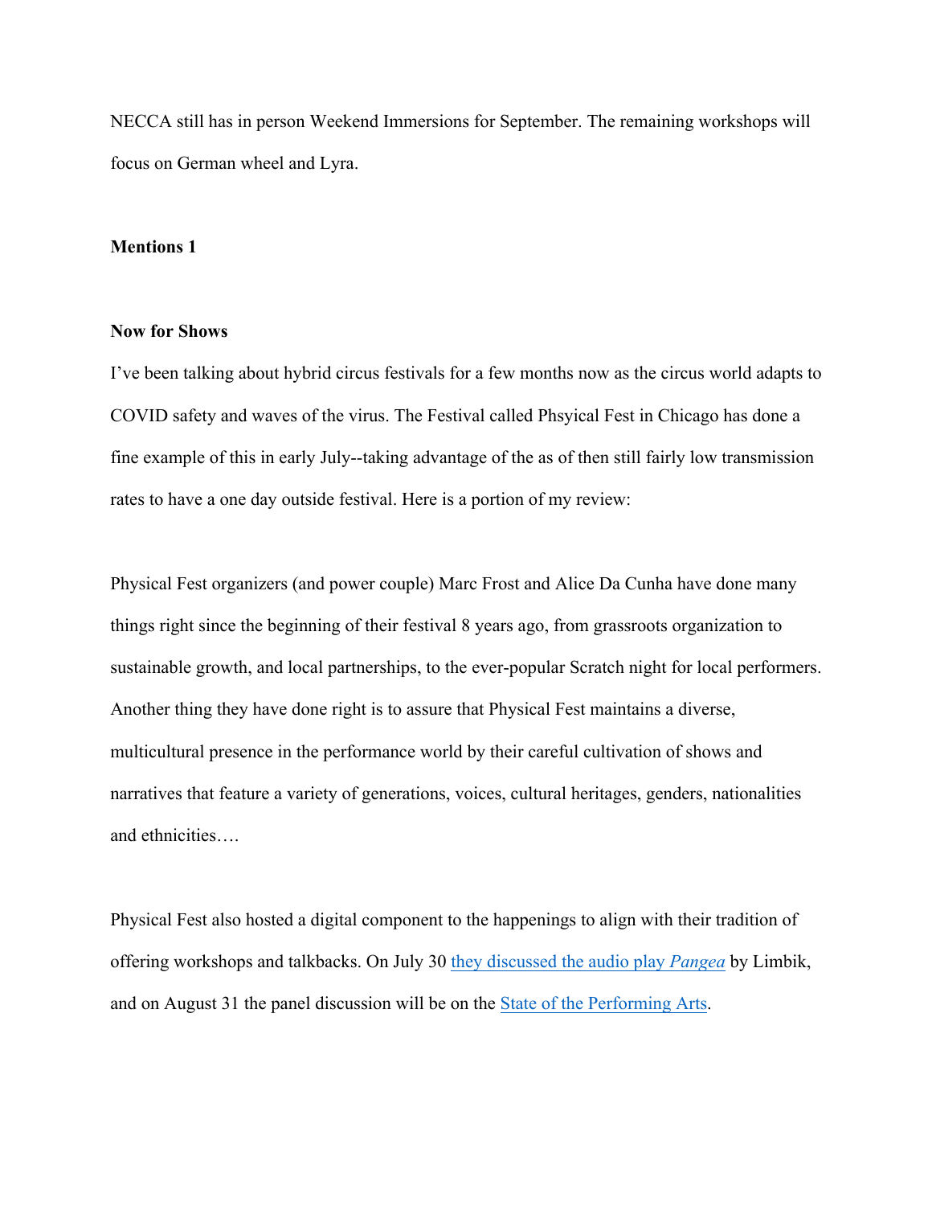NECCA still has in person Weekend Immersions for September. The remaining workshops will focus on German wheel and Lyra.

**Mentions 1**

**Now for Shows**

I've been talking about hybrid circus festivals for a few months now as the circus world adapts to COVID safety and waves of the virus. The Festival called Phsyical Fest in Chicago has done a fine example of this in early July--taking advantage of the as of then still fairly low transmission rates to have a one day outside festival. Here is a portion of my review:

Physical Fest organizers (and power couple) Marc Frost and Alice Da Cunha have done many things right since the beginning of their festival 8 years ago, from grassroots organization to sustainable growth, and local partnerships, to the ever-popular Scratch night for local performers. Another thing they have done right is to assure that Physical Fest maintains a diverse, multicultural presence in the performance world by their careful cultivation of shows and narratives that feature a variety of generations, voices, cultural heritages, genders, nationalities and ethnicities….

Physical Fest also hosted a digital component to the happenings to align with their tradition of offering workshops and talkbacks. On July 30 they discussed the audio play *Pangea* by Limbik, and on August 31 the panel discussion will be on the State of the Performing Arts.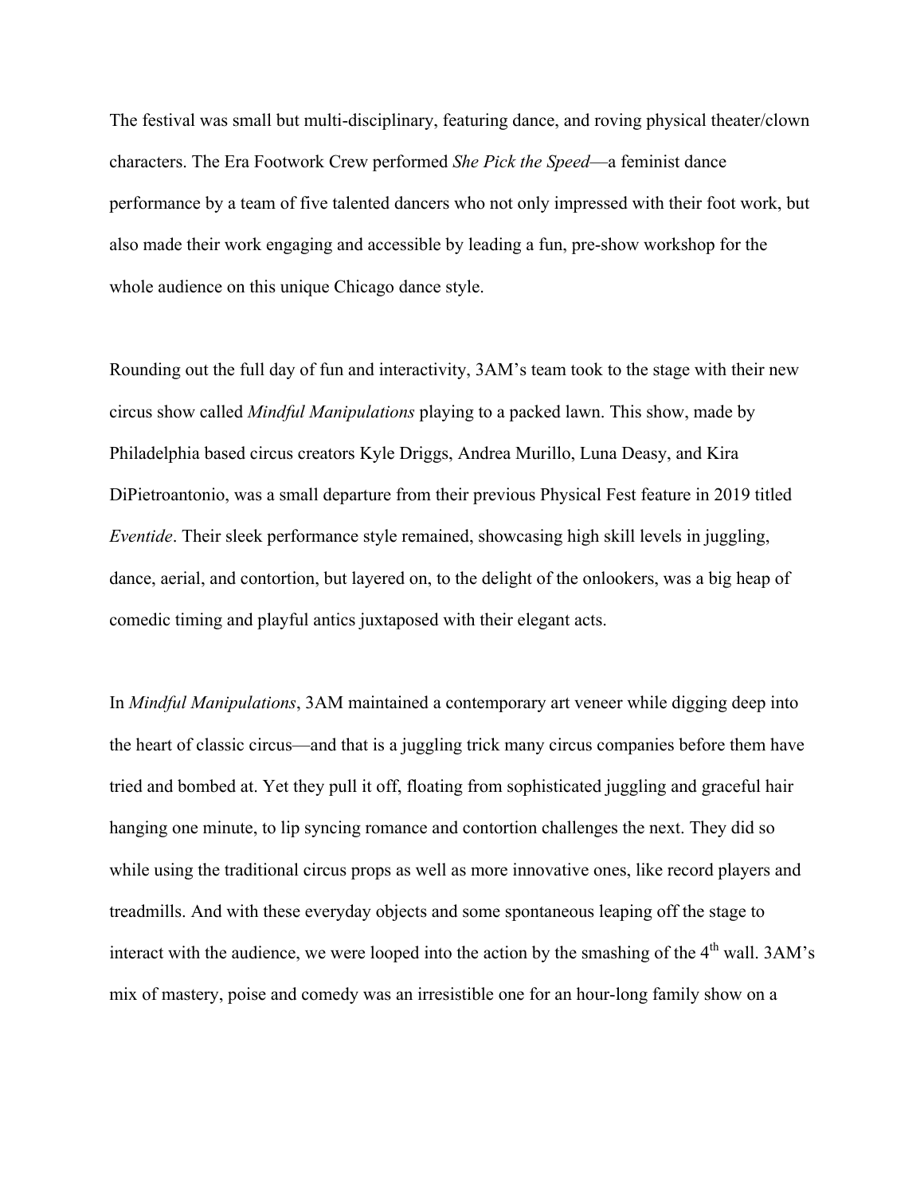The festival was small but multi-disciplinary, featuring dance, and roving physical theater/clown characters. The Era Footwork Crew performed *She Pick the Speed*—a feminist dance performance by a team of five talented dancers who not only impressed with their foot work, but also made their work engaging and accessible by leading a fun, pre-show workshop for the whole audience on this unique Chicago dance style.

Rounding out the full day of fun and interactivity, 3AM's team took to the stage with their new circus show called *Mindful Manipulations* playing to a packed lawn. This show, made by Philadelphia based circus creators Kyle Driggs, Andrea Murillo, Luna Deasy, and Kira DiPietroantonio, was a small departure from their previous Physical Fest feature in 2019 titled *Eventide*. Their sleek performance style remained, showcasing high skill levels in juggling, dance, aerial, and contortion, but layered on, to the delight of the onlookers, was a big heap of comedic timing and playful antics juxtaposed with their elegant acts.

In *Mindful Manipulations*, 3AM maintained a contemporary art veneer while digging deep into the heart of classic circus—and that is a juggling trick many circus companies before them have tried and bombed at. Yet they pull it off, floating from sophisticated juggling and graceful hair hanging one minute, to lip syncing romance and contortion challenges the next. They did so while using the traditional circus props as well as more innovative ones, like record players and treadmills. And with these everyday objects and some spontaneous leaping off the stage to interact with the audience, we were looped into the action by the smashing of the 4th wall. 3AM's mix of mastery, poise and comedy was an irresistible one for an hour-long family show on a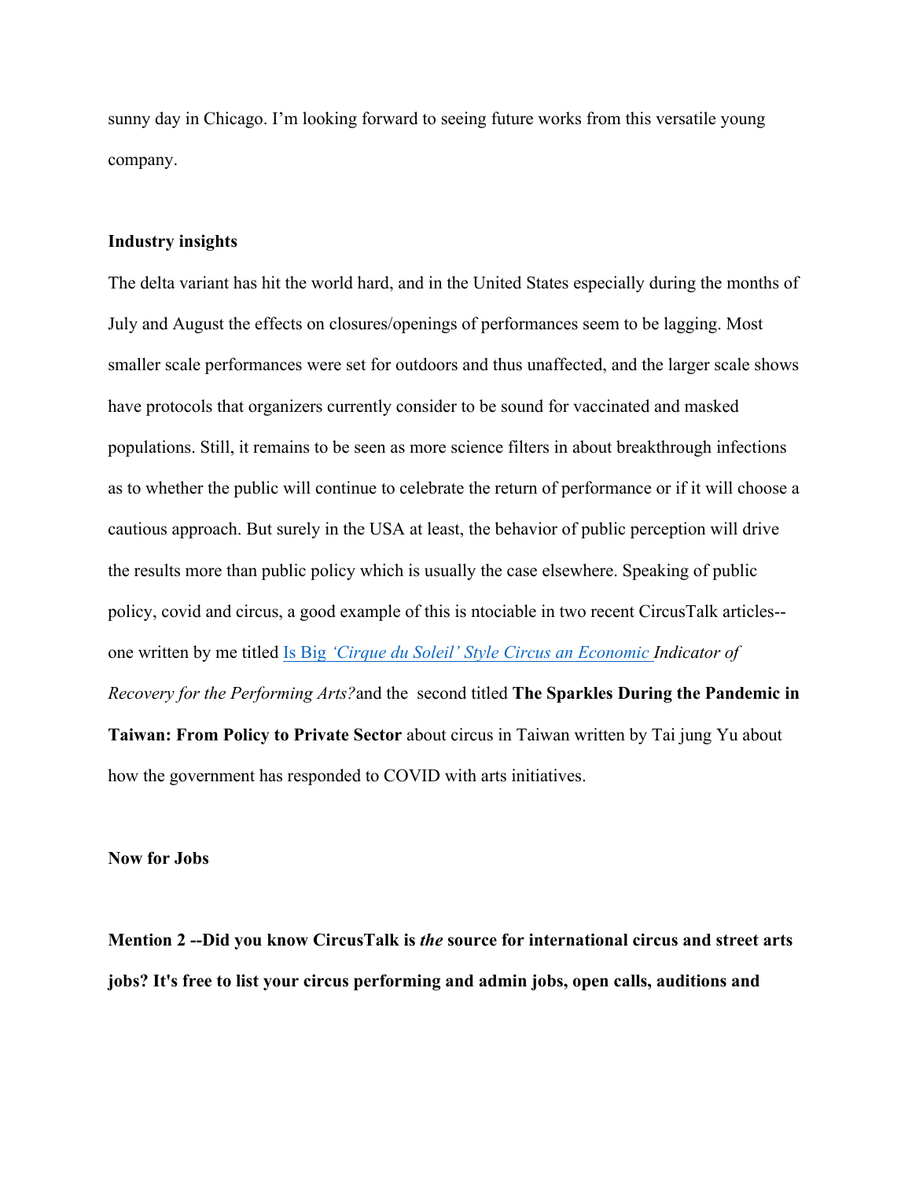sunny day in Chicago. I'm looking forward to seeing future works from this versatile young company.

**Industry insights**

The delta variant has hit the world hard, and in the United States especially during the months of July and August the effects on closures/openings of performances seem to be lagging. Most smaller scale performances were set for outdoors and thus unaffected, and the larger scale shows have protocols that organizers currently consider to be sound for vaccinated and masked populations. Still, it remains to be seen as more science filters in about breakthrough infections as to whether the public will continue to celebrate the return of performance or if it will choose a cautious approach. But surely in the USA at least, the behavior of public perception will drive the results more than public policy which is usually the case elsewhere. Speaking of public policy, covid and circus, a good example of this is ntociable in two recent CircusTalk articles--one written by me titled Is Big *'Cirque du Soleil' Style Circus an Economic Indicator of Recovery for the Performing Arts?* and the second titled **The Sparkles During the Pandemic in Taiwan: From Policy to Private Sector** about circus in Taiwan written by Tai jung Yu about how the government has responded to COVID with arts initiatives.

**Now for Jobs**

**Mention 2 --Did you know CircusTalk is *the* source for international circus and street arts jobs? It's free to list your circus performing and admin jobs, open calls, auditions and**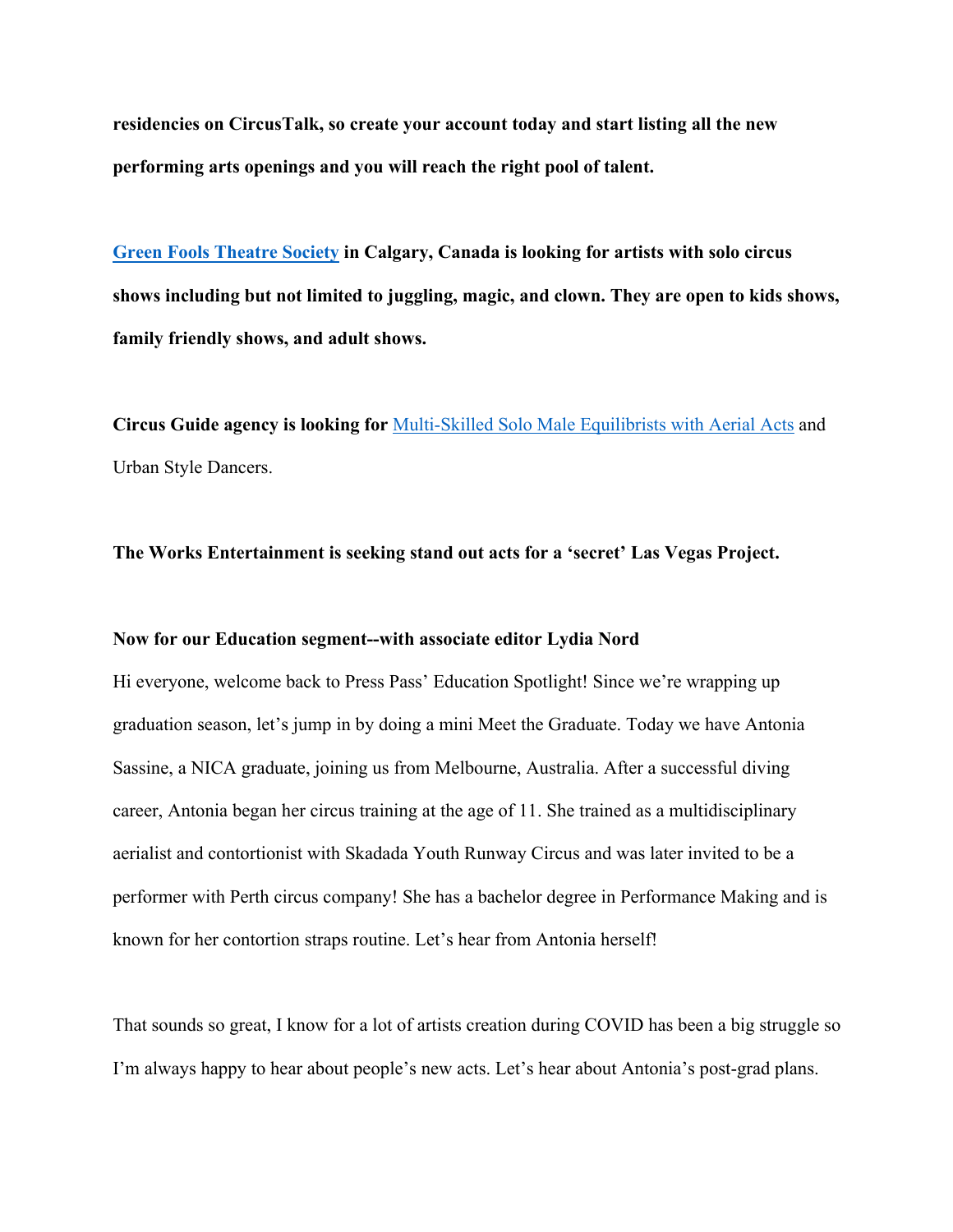**residencies on CircusTalk, so create your account today and start listing all the new performing arts openings and you will reach the right pool of talent.**

**Green Fools Theatre Society in Calgary, Canada is looking for artists with solo circus shows including but not limited to juggling, magic, and clown. They are open to kids shows, family friendly shows, and adult shows.**

**Circus Guide agency is looking for** Multi-Skilled Solo Male Equilibrists with Aerial Acts and Urban Style Dancers.

**The Works Entertainment is seeking stand out acts for a 'secret' Las Vegas Project.**

**Now for our Education segment--with associate editor Lydia Nord**

Hi everyone, welcome back to Press Pass' Education Spotlight! Since we're wrapping up graduation season, let's jump in by doing a mini Meet the Graduate. Today we have Antonia Sassine, a NICA graduate, joining us from Melbourne, Australia. After a successful diving career, Antonia began her circus training at the age of 11. She trained as a multidisciplinary aerialist and contortionist with Skadada Youth Runway Circus and was later invited to be a performer with Perth circus company! She has a bachelor degree in Performance Making and is known for her contortion straps routine. Let's hear from Antonia herself!

That sounds so great, I know for a lot of artists creation during COVID has been a big struggle so I'm always happy to hear about people's new acts. Let's hear about Antonia's post-grad plans.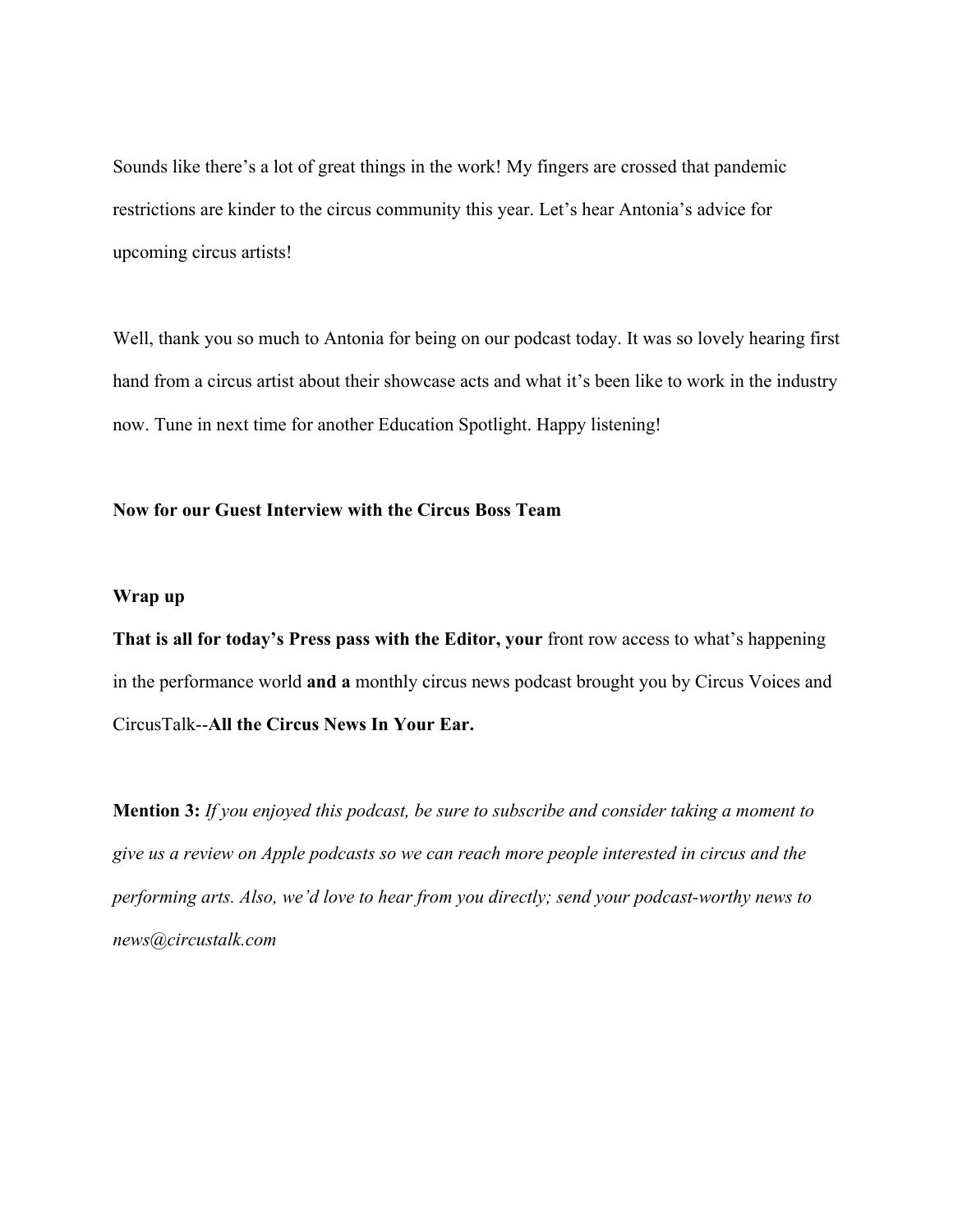Sounds like there's a lot of great things in the work! My fingers are crossed that pandemic restrictions are kinder to the circus community this year. Let's hear Antonia's advice for upcoming circus artists!

Well, thank you so much to Antonia for being on our podcast today. It was so lovely hearing first hand from a circus artist about their showcase acts and what it's been like to work in the industry now. Tune in next time for another Education Spotlight. Happy listening!

**Now for our Guest Interview with the Circus Boss Team**

**Wrap up**

**That is all for today's Press pass with the Editor, your** front row access to what's happening in the performance world **and a** monthly circus news podcast brought you by Circus Voices and CircusTalk--**All the Circus News In Your Ear.**

**Mention 3:** *If you enjoyed this podcast, be sure to subscribe and consider taking a moment to give us a review on Apple podcasts so we can reach more people interested in circus and the performing arts. Also, we'd love to hear from you directly; send your podcast-worthy news to news@circustalk.com*